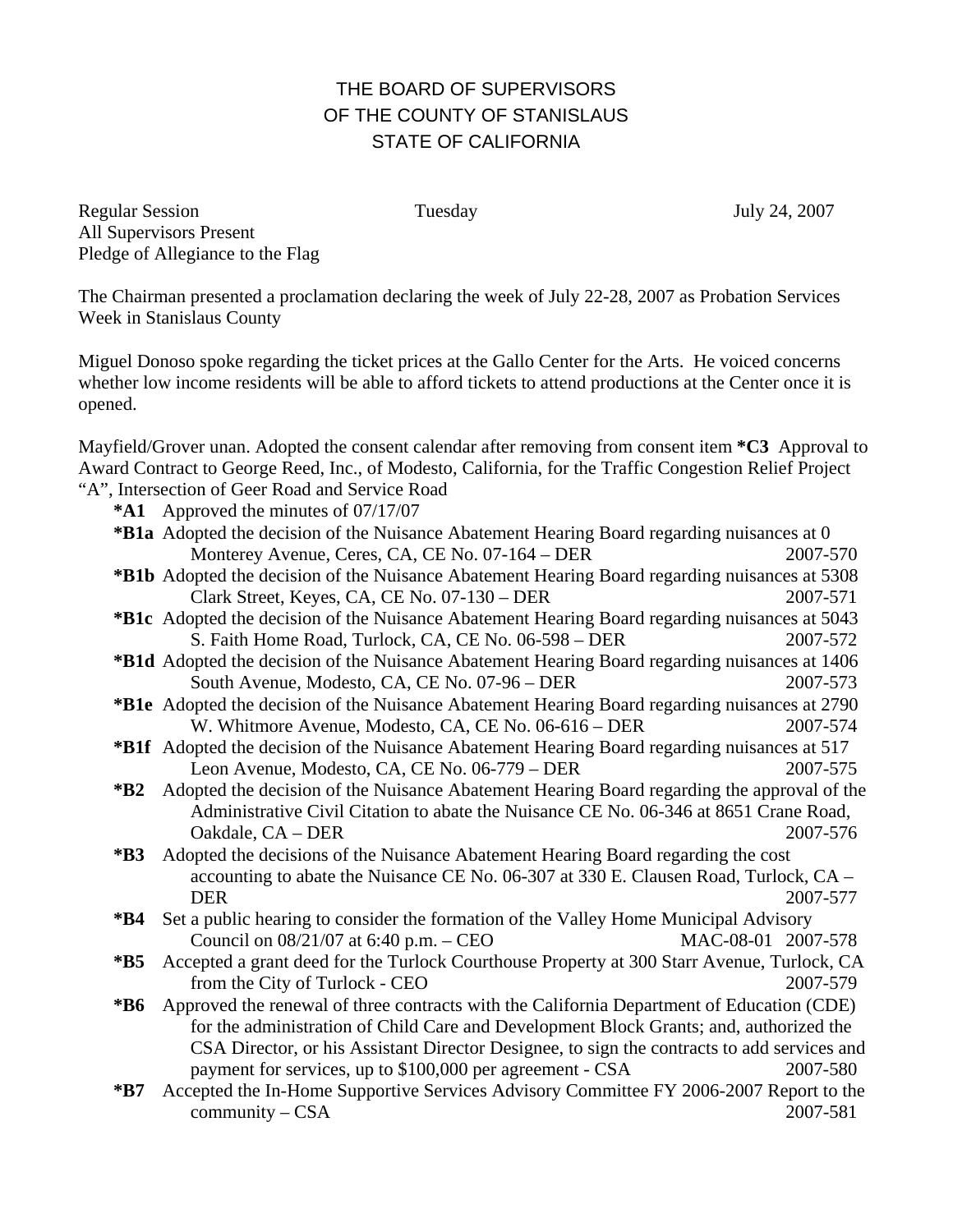# THE BOARD OF SUPERVISORS
# OF THE COUNTY OF STANISLAUS
# STATE OF CALIFORNIA

Regular Session  Tuesday  July 24, 2007
All Supervisors Present
Pledge of Allegiance to the Flag

The Chairman presented a proclamation declaring the week of July 22-28, 2007 as Probation Services Week in Stanislaus County

Miguel Donoso spoke regarding the ticket prices at the Gallo Center for the Arts. He voiced concerns whether low income residents will be able to afford tickets to attend productions at the Center once it is opened.

Mayfield/Grover unan. Adopted the consent calendar after removing from consent item ***C3** Approval to Award Contract to George Reed, Inc., of Modesto, California, for the Traffic Congestion Relief Project "A", Intersection of Geer Road and Service Road

- ***A1** Approved the minutes of 07/17/07
- ***B1a** Adopted the decision of the Nuisance Abatement Hearing Board regarding nuisances at 0 Monterey Avenue, Ceres, CA, CE No. 07-164 – DER 2007-570
- ***B1b** Adopted the decision of the Nuisance Abatement Hearing Board regarding nuisances at 5308 Clark Street, Keyes, CA, CE No. 07-130 – DER 2007-571
- ***B1c** Adopted the decision of the Nuisance Abatement Hearing Board regarding nuisances at 5043 S. Faith Home Road, Turlock, CA, CE No. 06-598 – DER 2007-572
- ***B1d** Adopted the decision of the Nuisance Abatement Hearing Board regarding nuisances at 1406 South Avenue, Modesto, CA, CE No. 07-96 – DER 2007-573
- ***B1e** Adopted the decision of the Nuisance Abatement Hearing Board regarding nuisances at 2790 W. Whitmore Avenue, Modesto, CA, CE No. 06-616 – DER 2007-574
- ***B1f** Adopted the decision of the Nuisance Abatement Hearing Board regarding nuisances at 517 Leon Avenue, Modesto, CA, CE No. 06-779 – DER 2007-575
- ***B2** Adopted the decision of the Nuisance Abatement Hearing Board regarding the approval of the Administrative Civil Citation to abate the Nuisance CE No. 06-346 at 8651 Crane Road, Oakdale, CA – DER 2007-576
- ***B3** Adopted the decisions of the Nuisance Abatement Hearing Board regarding the cost accounting to abate the Nuisance CE No. 06-307 at 330 E. Clausen Road, Turlock, CA – DER 2007-577
- ***B4** Set a public hearing to consider the formation of the Valley Home Municipal Advisory Council on 08/21/07 at 6:40 p.m. – CEO MAC-08-01 2007-578
- ***B5** Accepted a grant deed for the Turlock Courthouse Property at 300 Starr Avenue, Turlock, CA from the City of Turlock - CEO 2007-579
- ***B6** Approved the renewal of three contracts with the California Department of Education (CDE) for the administration of Child Care and Development Block Grants; and, authorized the CSA Director, or his Assistant Director Designee, to sign the contracts to add services and payment for services, up to $100,000 per agreement - CSA 2007-580
- ***B7** Accepted the In-Home Supportive Services Advisory Committee FY 2006-2007 Report to the community – CSA 2007-581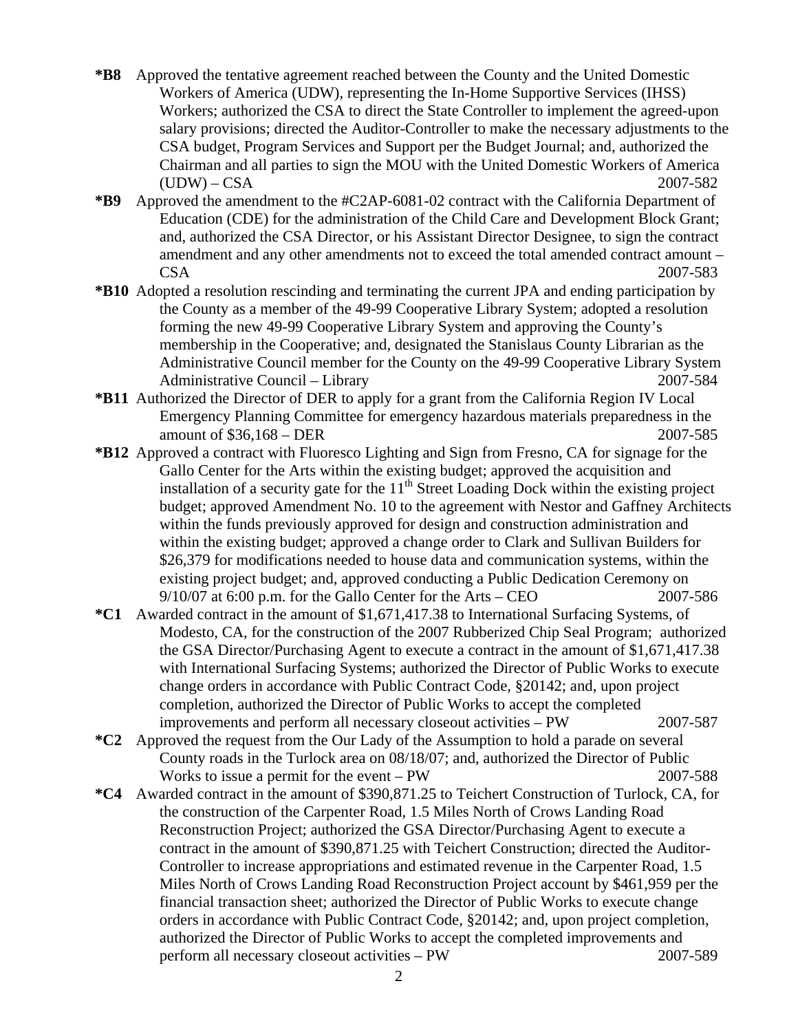**\*B8** Approved the tentative agreement reached between the County and the United Domestic Workers of America (UDW), representing the In-Home Supportive Services (IHSS) Workers; authorized the CSA to direct the State Controller to implement the agreed-upon salary provisions; directed the Auditor-Controller to make the necessary adjustments to the CSA budget, Program Services and Support per the Budget Journal; and, authorized the Chairman and all parties to sign the MOU with the United Domestic Workers of America (UDW) – CSA 2007-582

**\*B9** Approved the amendment to the #C2AP-6081-02 contract with the California Department of Education (CDE) for the administration of the Child Care and Development Block Grant; and, authorized the CSA Director, or his Assistant Director Designee, to sign the contract amendment and any other amendments not to exceed the total amended contract amount – CSA 2007-583

**\*B10** Adopted a resolution rescinding and terminating the current JPA and ending participation by the County as a member of the 49-99 Cooperative Library System; adopted a resolution forming the new 49-99 Cooperative Library System and approving the County's membership in the Cooperative; and, designated the Stanislaus County Librarian as the Administrative Council member for the County on the 49-99 Cooperative Library System Administrative Council – Library 2007-584

**\*B11** Authorized the Director of DER to apply for a grant from the California Region IV Local Emergency Planning Committee for emergency hazardous materials preparedness in the amount of $36,168 – DER 2007-585

**\*B12** Approved a contract with Fluoresco Lighting and Sign from Fresno, CA for signage for the Gallo Center for the Arts within the existing budget; approved the acquisition and installation of a security gate for the 11th Street Loading Dock within the existing project budget; approved Amendment No. 10 to the agreement with Nestor and Gaffney Architects within the funds previously approved for design and construction administration and within the existing budget; approved a change order to Clark and Sullivan Builders for $26,379 for modifications needed to house data and communication systems, within the existing project budget; and, approved conducting a Public Dedication Ceremony on 9/10/07 at 6:00 p.m. for the Gallo Center for the Arts – CEO 2007-586

**\*C1** Awarded contract in the amount of $1,671,417.38 to International Surfacing Systems, of Modesto, CA, for the construction of the 2007 Rubberized Chip Seal Program; authorized the GSA Director/Purchasing Agent to execute a contract in the amount of $1,671,417.38 with International Surfacing Systems; authorized the Director of Public Works to execute change orders in accordance with Public Contract Code, §20142; and, upon project completion, authorized the Director of Public Works to accept the completed improvements and perform all necessary closeout activities – PW 2007-587

**\*C2** Approved the request from the Our Lady of the Assumption to hold a parade on several County roads in the Turlock area on 08/18/07; and, authorized the Director of Public Works to issue a permit for the event – PW 2007-588

**\*C4** Awarded contract in the amount of $390,871.25 to Teichert Construction of Turlock, CA, for the construction of the Carpenter Road, 1.5 Miles North of Crows Landing Road Reconstruction Project; authorized the GSA Director/Purchasing Agent to execute a contract in the amount of $390,871.25 with Teichert Construction; directed the Auditor-Controller to increase appropriations and estimated revenue in the Carpenter Road, 1.5 Miles North of Crows Landing Road Reconstruction Project account by $461,959 per the financial transaction sheet; authorized the Director of Public Works to execute change orders in accordance with Public Contract Code, §20142; and, upon project completion, authorized the Director of Public Works to accept the completed improvements and perform all necessary closeout activities – PW 2007-589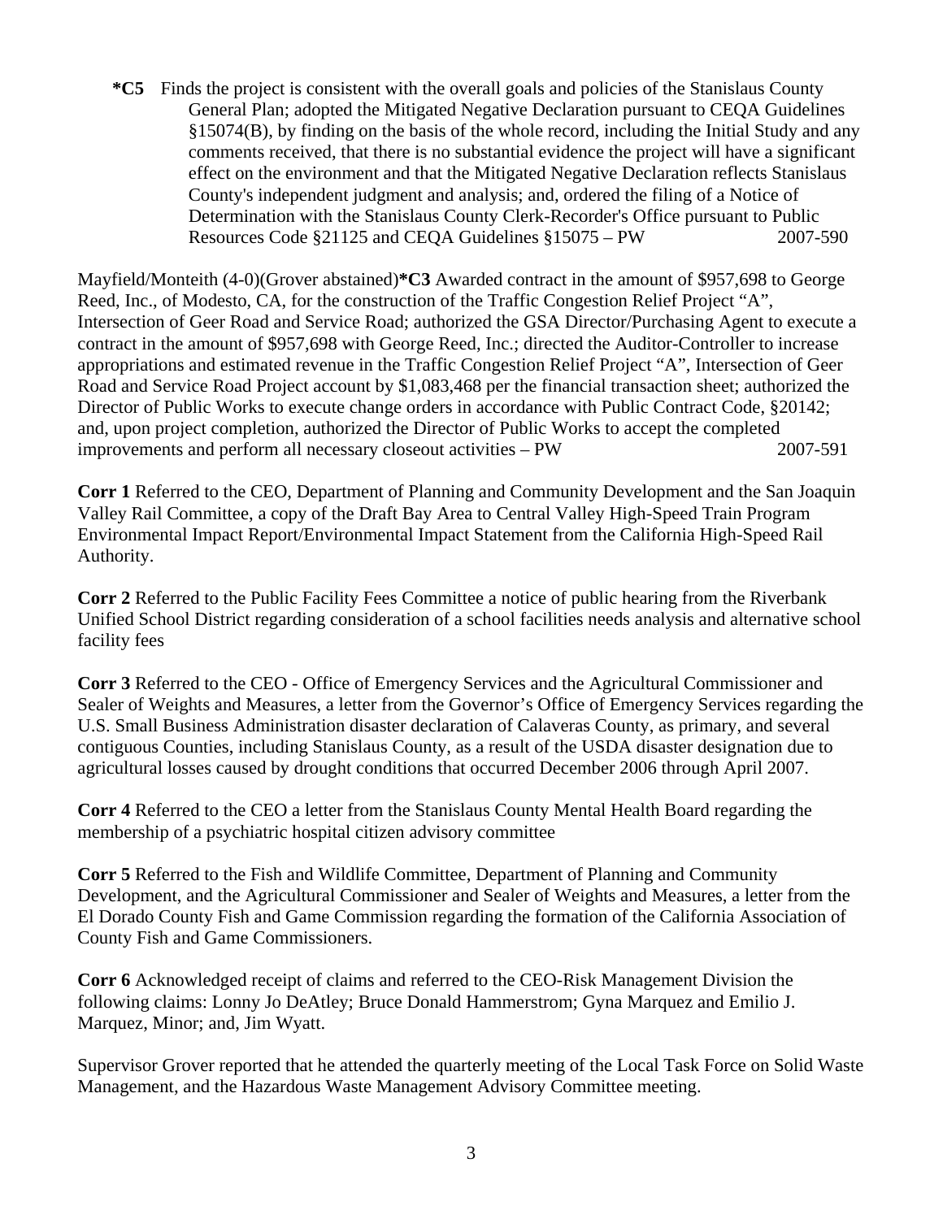**\*C5** Finds the project is consistent with the overall goals and policies of the Stanislaus County General Plan; adopted the Mitigated Negative Declaration pursuant to CEQA Guidelines §15074(B), by finding on the basis of the whole record, including the Initial Study and any comments received, that there is no substantial evidence the project will have a significant effect on the environment and that the Mitigated Negative Declaration reflects Stanislaus County's independent judgment and analysis; and, ordered the filing of a Notice of Determination with the Stanislaus County Clerk-Recorder's Office pursuant to Public Resources Code §21125 and CEQA Guidelines §15075 – PW 2007-590

Mayfield/Monteith (4-0)(Grover abstained)**\*C3** Awarded contract in the amount of $957,698 to George Reed, Inc., of Modesto, CA, for the construction of the Traffic Congestion Relief Project "A", Intersection of Geer Road and Service Road; authorized the GSA Director/Purchasing Agent to execute a contract in the amount of $957,698 with George Reed, Inc.; directed the Auditor-Controller to increase appropriations and estimated revenue in the Traffic Congestion Relief Project "A", Intersection of Geer Road and Service Road Project account by $1,083,468 per the financial transaction sheet; authorized the Director of Public Works to execute change orders in accordance with Public Contract Code, §20142; and, upon project completion, authorized the Director of Public Works to accept the completed improvements and perform all necessary closeout activities – PW 2007-591

**Corr 1** Referred to the CEO, Department of Planning and Community Development and the San Joaquin Valley Rail Committee, a copy of the Draft Bay Area to Central Valley High-Speed Train Program Environmental Impact Report/Environmental Impact Statement from the California High-Speed Rail Authority.

**Corr 2** Referred to the Public Facility Fees Committee a notice of public hearing from the Riverbank Unified School District regarding consideration of a school facilities needs analysis and alternative school facility fees

**Corr 3** Referred to the CEO - Office of Emergency Services and the Agricultural Commissioner and Sealer of Weights and Measures, a letter from the Governor's Office of Emergency Services regarding the U.S. Small Business Administration disaster declaration of Calaveras County, as primary, and several contiguous Counties, including Stanislaus County, as a result of the USDA disaster designation due to agricultural losses caused by drought conditions that occurred December 2006 through April 2007.

**Corr 4** Referred to the CEO a letter from the Stanislaus County Mental Health Board regarding the membership of a psychiatric hospital citizen advisory committee

**Corr 5** Referred to the Fish and Wildlife Committee, Department of Planning and Community Development, and the Agricultural Commissioner and Sealer of Weights and Measures, a letter from the El Dorado County Fish and Game Commission regarding the formation of the California Association of County Fish and Game Commissioners.

**Corr 6** Acknowledged receipt of claims and referred to the CEO-Risk Management Division the following claims: Lonny Jo DeAtley; Bruce Donald Hammerstrom; Gyna Marquez and Emilio J. Marquez, Minor; and, Jim Wyatt.

Supervisor Grover reported that he attended the quarterly meeting of the Local Task Force on Solid Waste Management, and the Hazardous Waste Management Advisory Committee meeting.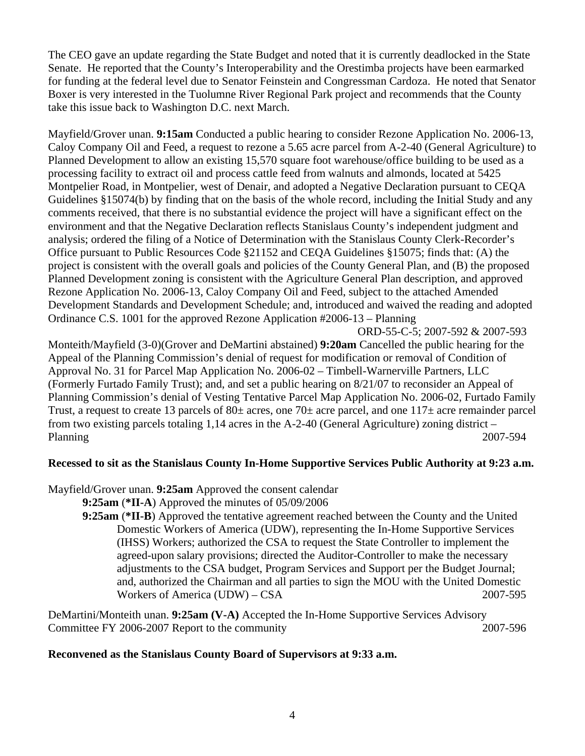The CEO gave an update regarding the State Budget and noted that it is currently deadlocked in the State Senate. He reported that the County's Interoperability and the Orestimba projects have been earmarked for funding at the federal level due to Senator Feinstein and Congressman Cardoza. He noted that Senator Boxer is very interested in the Tuolumne River Regional Park project and recommends that the County take this issue back to Washington D.C. next March.

Mayfield/Grover unan. **9:15am** Conducted a public hearing to consider Rezone Application No. 2006-13, Caloy Company Oil and Feed, a request to rezone a 5.65 acre parcel from A-2-40 (General Agriculture) to Planned Development to allow an existing 15,570 square foot warehouse/office building to be used as a processing facility to extract oil and process cattle feed from walnuts and almonds, located at 5425 Montpelier Road, in Montpelier, west of Denair, and adopted a Negative Declaration pursuant to CEQA Guidelines §15074(b) by finding that on the basis of the whole record, including the Initial Study and any comments received, that there is no substantial evidence the project will have a significant effect on the environment and that the Negative Declaration reflects Stanislaus County's independent judgment and analysis; ordered the filing of a Notice of Determination with the Stanislaus County Clerk-Recorder's Office pursuant to Public Resources Code §21152 and CEQA Guidelines §15075; finds that: (A) the project is consistent with the overall goals and policies of the County General Plan, and (B) the proposed Planned Development zoning is consistent with the Agriculture General Plan description, and approved Rezone Application No. 2006-13, Caloy Company Oil and Feed, subject to the attached Amended Development Standards and Development Schedule; and, introduced and waived the reading and adopted Ordinance C.S. 1001 for the approved Rezone Application #2006-13 – Planning ORD-55-C-5; 2007-592 & 2007-593

Monteith/Mayfield (3-0)(Grover and DeMartini abstained) **9:20am** Cancelled the public hearing for the Appeal of the Planning Commission's denial of request for modification or removal of Condition of Approval No. 31 for Parcel Map Application No. 2006-02 – Timbell-Warnerville Partners, LLC (Formerly Furtado Family Trust); and, and set a public hearing on 8/21/07 to reconsider an Appeal of Planning Commission's denial of Vesting Tentative Parcel Map Application No. 2006-02, Furtado Family Trust, a request to create 13 parcels of 80± acres, one 70± acre parcel, and one 117± acre remainder parcel from two existing parcels totaling 1,14 acres in the A-2-40 (General Agriculture) zoning district – Planning 2007-594

**Recessed to sit as the Stanislaus County In-Home Supportive Services Public Authority at 9:23 a.m.**

Mayfield/Grover unan. **9:25am** Approved the consent calendar

**9:25am** (**\*II-A**) Approved the minutes of 05/09/2006

**9:25am** (**\*II-B**) Approved the tentative agreement reached between the County and the United Domestic Workers of America (UDW), representing the In-Home Supportive Services (IHSS) Workers; authorized the CSA to request the State Controller to implement the agreed-upon salary provisions; directed the Auditor-Controller to make the necessary adjustments to the CSA budget, Program Services and Support per the Budget Journal; and, authorized the Chairman and all parties to sign the MOU with the United Domestic Workers of America (UDW) – CSA 2007-595

DeMartini/Monteith unan. **9:25am (V-A)** Accepted the In-Home Supportive Services Advisory Committee FY 2006-2007 Report to the community 2007-596

**Reconvened as the Stanislaus County Board of Supervisors at 9:33 a.m.**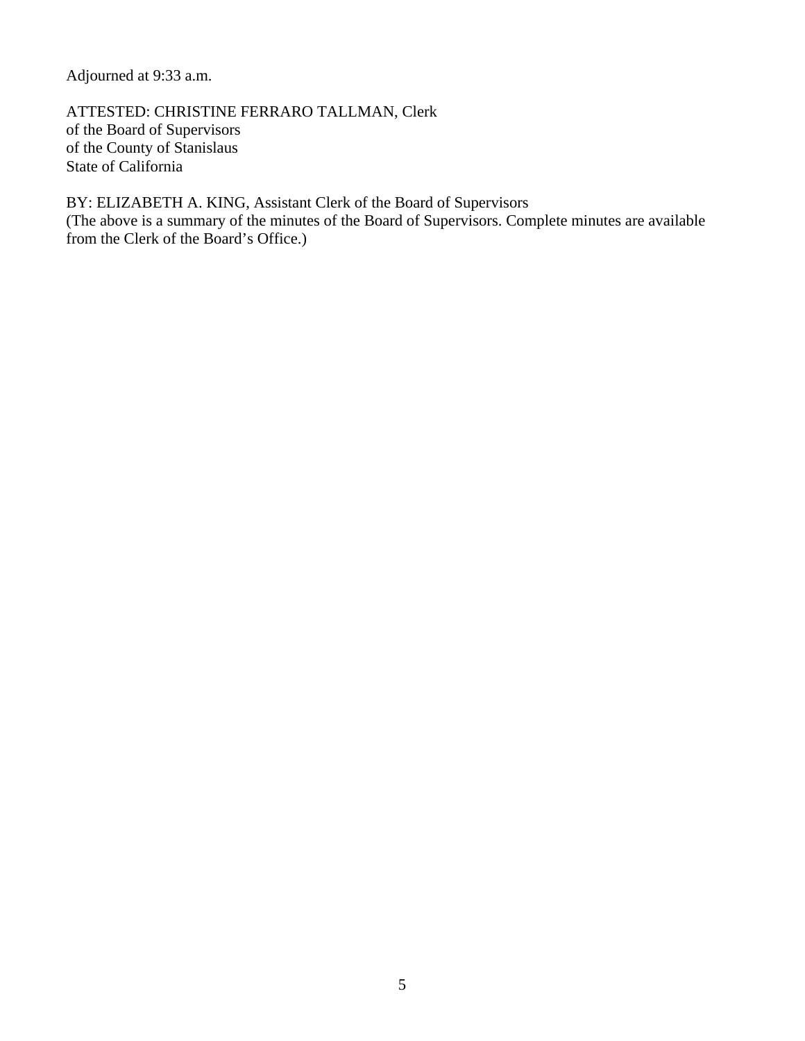Adjourned at 9:33 a.m.

ATTESTED: CHRISTINE FERRARO TALLMAN, Clerk
of the Board of Supervisors
of the County of Stanislaus
State of California

BY: ELIZABETH A. KING, Assistant Clerk of the Board of Supervisors
(The above is a summary of the minutes of the Board of Supervisors. Complete minutes are available from the Clerk of the Board's Office.)